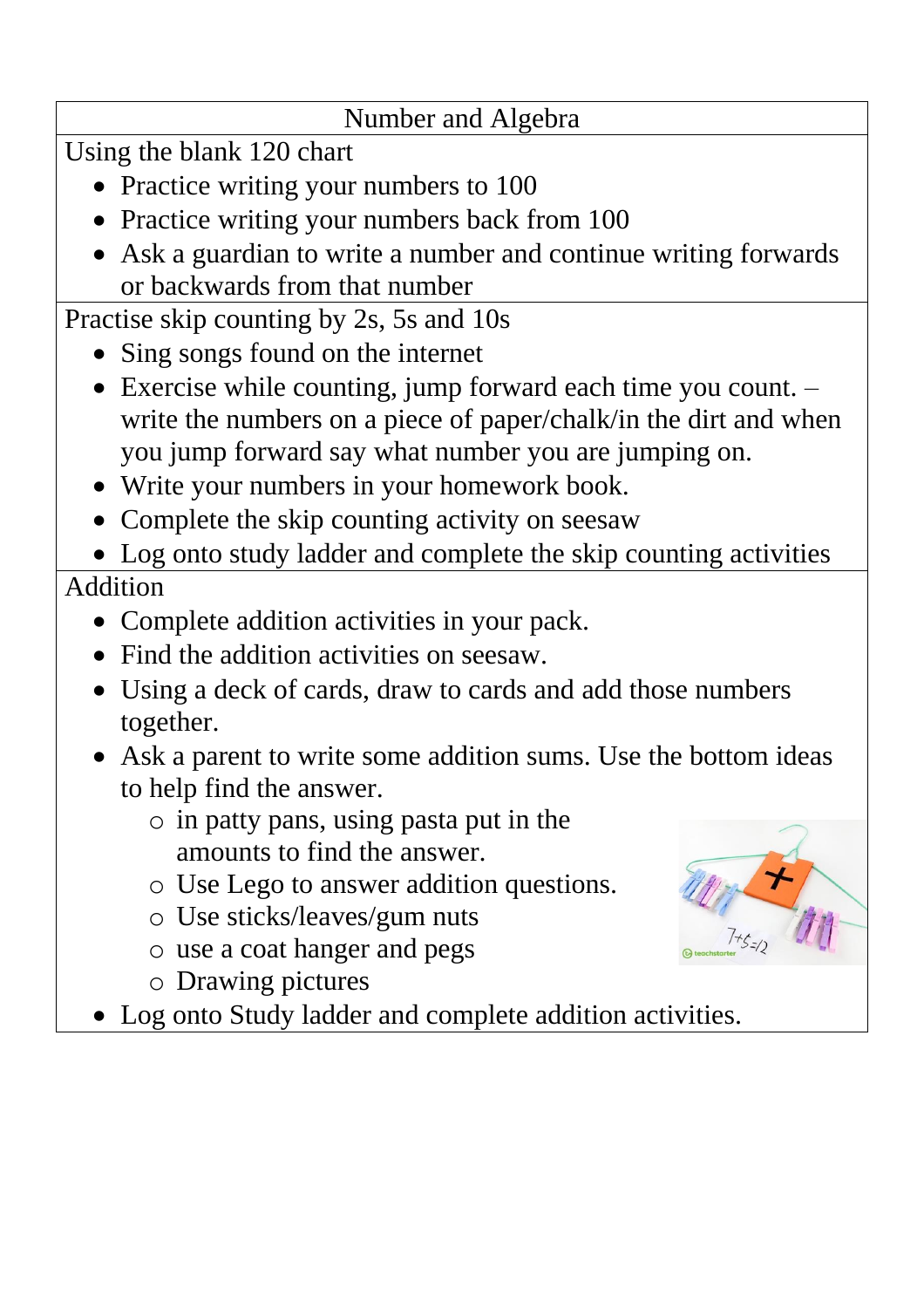## Number and Algebra

Using the blank 120 chart

- Practice writing your numbers to 100
- Practice writing your numbers back from 100
- Ask a guardian to write a number and continue writing forwards or backwards from that number

Practise skip counting by 2s, 5s and 10s

- Sing songs found on the internet
- Exercise while counting, jump forward each time you count. – write the numbers on a piece of paper/chalk/in the dirt and when you jump forward say what number you are jumping on.
- Write your numbers in your homework book.
- Complete the skip counting activity on seesaw
- Log onto study ladder and complete the skip counting activities

Addition

- Complete addition activities in your pack.
- Find the addition activities on seesaw.
- Using a deck of cards, draw to cards and add those numbers together.
- Ask a parent to write some addition sums. Use the bottom ideas to help find the answer.
  - in patty pans, using pasta put in the amounts to find the answer.
  - Use Lego to answer addition questions.
  - Use sticks/leaves/gum nuts
  - use a coat hanger and pegs
  - Drawing pictures
- Log onto Study ladder and complete addition activities.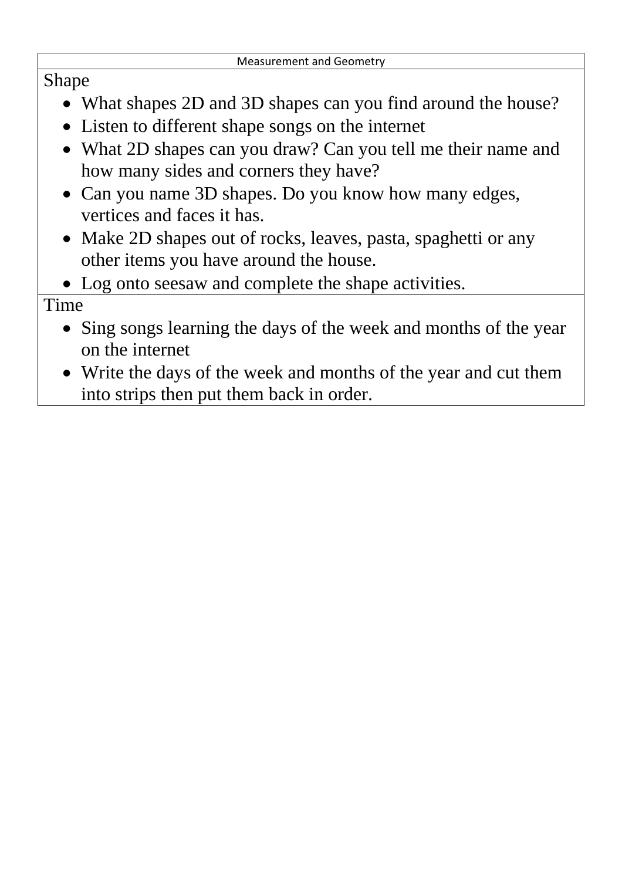| Measurement and Geometry |
| --- |
| Shape<br>• What shapes 2D and 3D shapes can you find around the house?<br>• Listen to different shape songs on the internet<br>• What 2D shapes can you draw? Can you tell me their name and how many sides and corners they have?<br>• Can you name 3D shapes. Do you know how many edges, vertices and faces it has.<br>• Make 2D shapes out of rocks, leaves, pasta, spaghetti or any other items you have around the house.<br>• Log onto seesaw and complete the shape activities. |
| Time<br>• Sing songs learning the days of the week and months of the year on the internet<br>• Write the days of the week and months of the year and cut them into strips then put them back in order. |